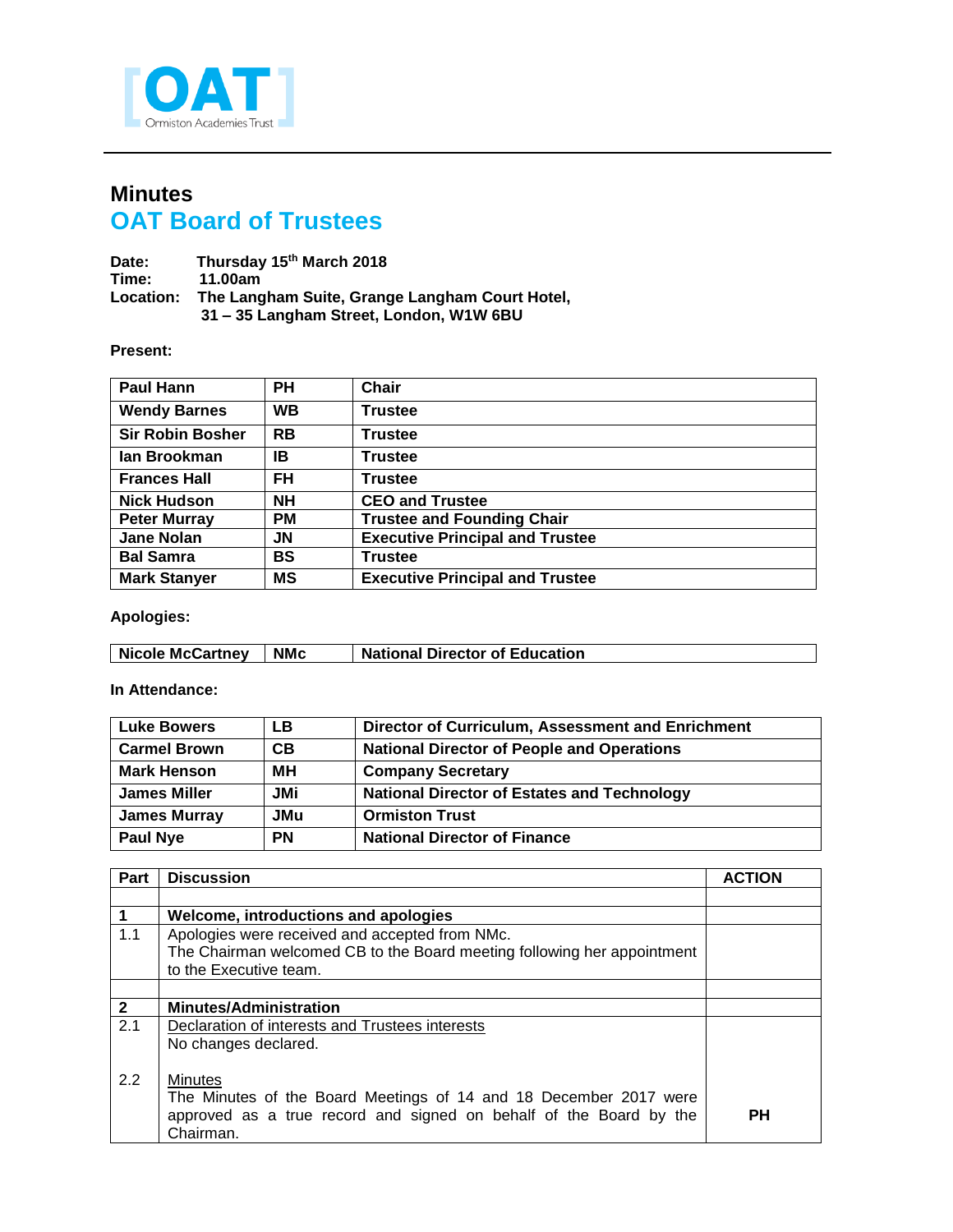# Minutes

## OAT Board of Trustees

**Date:** Thursday 15th March 2018
**Time:** 11.00am
**Location:** The Langham Suite, Grange Langham Court Hotel, 31 – 35 Langham Street, London, W1W 6BU

**Present:**

| | | |
|---|---|---|
| Paul Hann | PH | Chair |
| Wendy Barnes | WB | Trustee |
| Sir Robin Bosher | RB | Trustee |
| Ian Brookman | IB | Trustee |
| Frances Hall | FH | Trustee |
| Nick Hudson | NH | CEO and Trustee |
| Peter Murray | PM | Trustee and Founding Chair |
| Jane Nolan | JN | Executive Principal and Trustee |
| Bal Samra | BS | Trustee |
| Mark Stanyer | MS | Executive Principal and Trustee |

**Apologies:**

| | | |
|---|---|---|
| Nicole McCartney | NMc | National Director of Education |

**In Attendance:**

| | | |
|---|---|---|
| Luke Bowers | LB | Director of Curriculum, Assessment and Enrichment |
| Carmel Brown | CB | National Director of People and Operations |
| Mark Henson | MH | Company Secretary |
| James Miller | JMi | National Director of Estates and Technology |
| James Murray | JMu | Ormiston Trust |
| Paul Nye | PN | National Director of Finance |

| Part | Discussion | ACTION |
|---|---|---|
| | | |
| **1** | **Welcome, introductions and apologies** | |
| 1.1 | Apologies were received and accepted from NMc.<br>The Chairman welcomed CB to the Board meeting following her appointment to the Executive team. | |
| | | |
| **2** | **Minutes/Administration** | |
| 2.1<br><br><br>2.2 | Declaration of interests and Trustees interests<br>No changes declared.<br><br>Minutes<br>The Minutes of the Board Meetings of 14 and 18 December 2017 were approved as a true record and signed on behalf of the Board by the Chairman. | **PH** |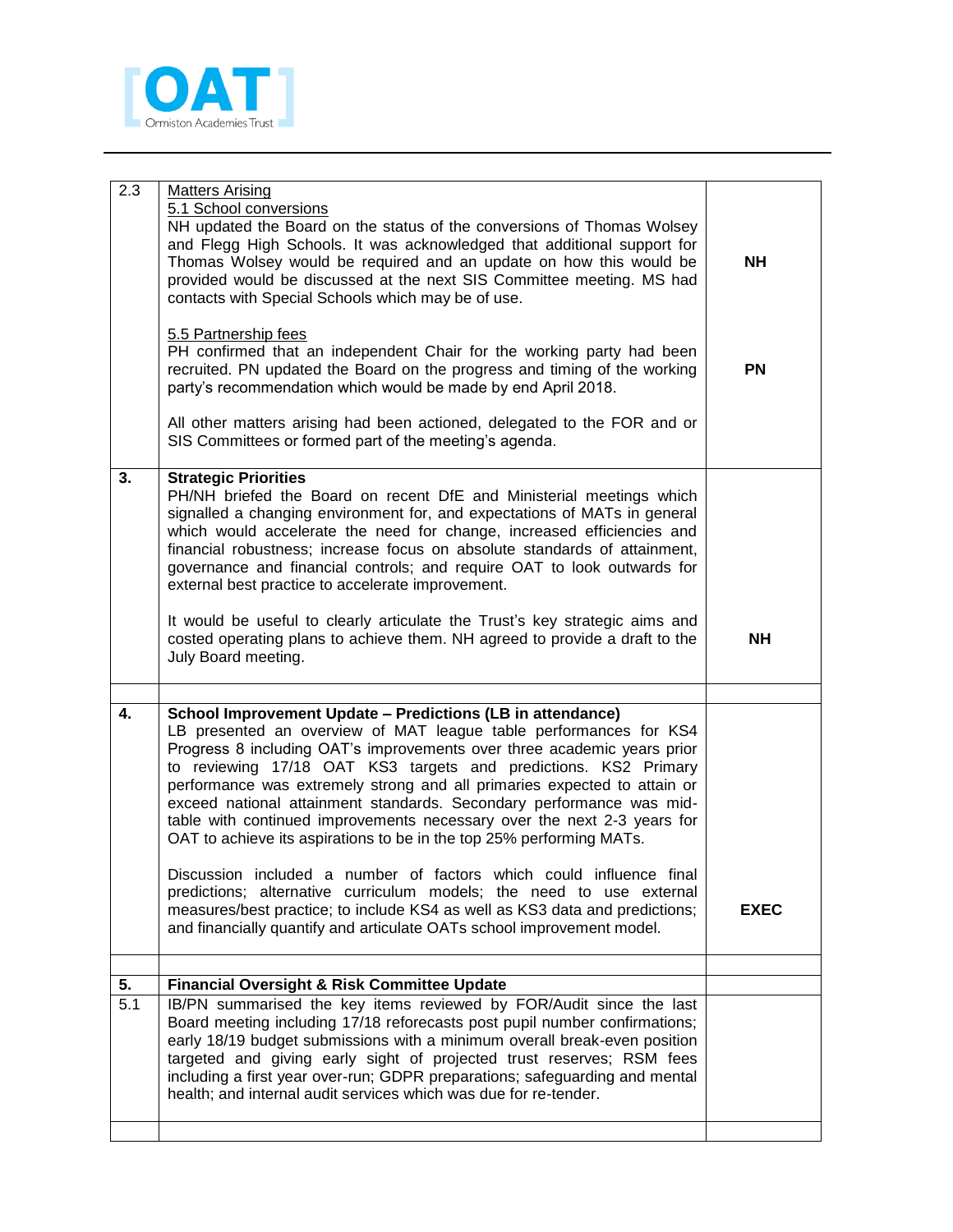| | | |
|---|---|---|
| 2.3 | Matters Arising<br>5.1 School conversions<br>NH updated the Board on the status of the conversions of Thomas Wolsey and Flegg High Schools. It was acknowledged that additional support for Thomas Wolsey would be required and an update on how this would be provided would be discussed at the next SIS Committee meeting. MS had contacts with Special Schools which may be of use.<br><br>5.5 Partnership fees<br>PH confirmed that an independent Chair for the working party had been recruited. PN updated the Board on the progress and timing of the working party's recommendation which would be made by end April 2018.<br><br>All other matters arising had been actioned, delegated to the FOR and or SIS Committees or formed part of the meeting's agenda. | **NH**<br><br>**PN** |
| **3.** | **Strategic Priorities**<br>PH/NH briefed the Board on recent DfE and Ministerial meetings which signalled a changing environment for, and expectations of MATs in general which would accelerate the need for change, increased efficiencies and financial robustness; increase focus on absolute standards of attainment, governance and financial controls; and require OAT to look outwards for external best practice to accelerate improvement.<br><br>It would be useful to clearly articulate the Trust's key strategic aims and costed operating plans to achieve them. NH agreed to provide a draft to the July Board meeting. | **NH** |
| | | |
| **4.** | **School Improvement Update – Predictions (LB in attendance)**<br>LB presented an overview of MAT league table performances for KS4 Progress 8 including OAT's improvements over three academic years prior to reviewing 17/18 OAT KS3 targets and predictions. KS2 Primary performance was extremely strong and all primaries expected to attain or exceed national attainment standards. Secondary performance was mid-table with continued improvements necessary over the next 2-3 years for OAT to achieve its aspirations to be in the top 25% performing MATs.<br><br>Discussion included a number of factors which could influence final predictions; alternative curriculum models; the need to use external measures/best practice; to include KS4 as well as KS3 data and predictions; and financially quantify and articulate OATs school improvement model. | **EXEC** |
| | | |
| **5.** | **Financial Oversight & Risk Committee Update** | |
| 5.1 | IB/PN summarised the key items reviewed by FOR/Audit since the last Board meeting including 17/18 reforecasts post pupil number confirmations; early 18/19 budget submissions with a minimum overall break-even position targeted and giving early sight of projected trust reserves; RSM fees including a first year over-run; GDPR preparations; safeguarding and mental health; and internal audit services which was due for re-tender. | |
| | | |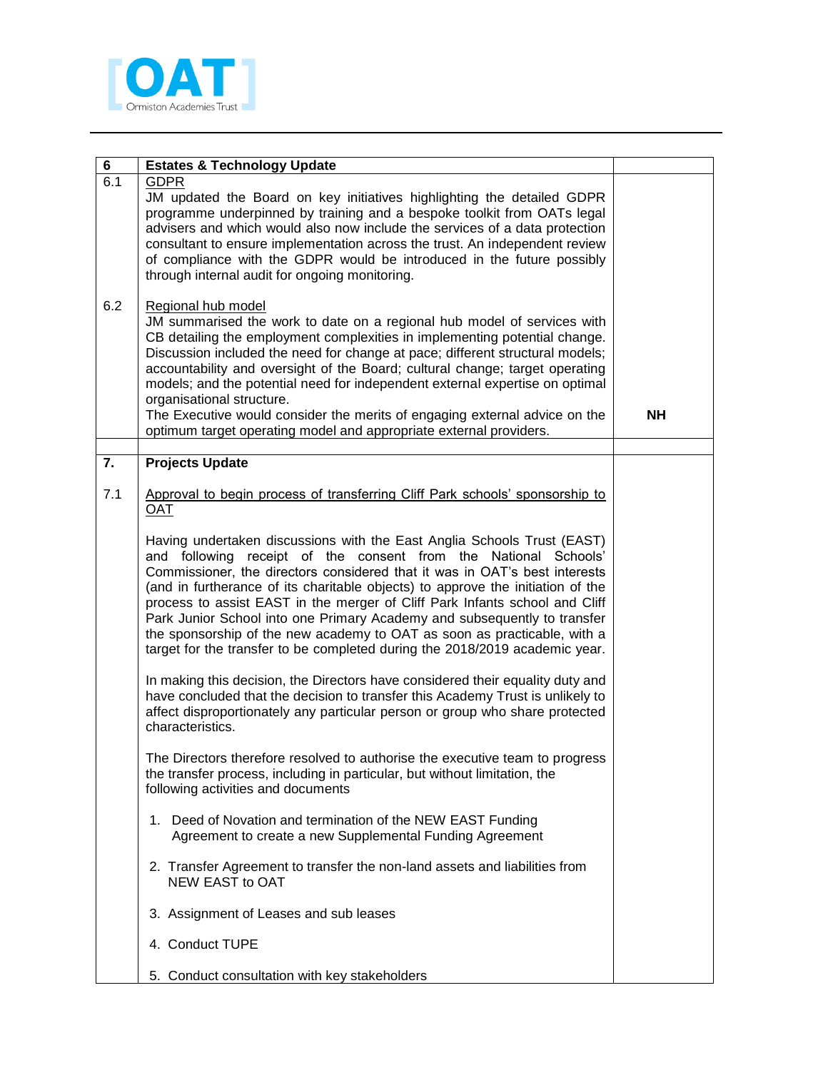| 6 | **Estates & Technology Update** | |
|---|---|---|
| 6.1 | GDPR<br>JM updated the Board on key initiatives highlighting the detailed GDPR programme underpinned by training and a bespoke toolkit from OATs legal advisers and which would also now include the services of a data protection consultant to ensure implementation across the trust. An independent review of compliance with the GDPR would be introduced in the future possibly through internal audit for ongoing monitoring. | |
| 6.2 | Regional hub model<br>JM summarised the work to date on a regional hub model of services with CB detailing the employment complexities in implementing potential change. Discussion included the need for change at pace; different structural models; accountability and oversight of the Board; cultural change; target operating models; and the potential need for independent external expertise on optimal organisational structure.<br>The Executive would consider the merits of engaging external advice on the optimum target operating model and appropriate external providers. | **NH** |
| | | |
| **7.** | **Projects Update** | |
| 7.1 | Approval to begin process of transferring Cliff Park schools' sponsorship to OAT<br><br>Having undertaken discussions with the East Anglia Schools Trust (EAST) and following receipt of the consent from the National Schools' Commissioner, the directors considered that it was in OAT's best interests (and in furtherance of its charitable objects) to approve the initiation of the process to assist EAST in the merger of Cliff Park Infants school and Cliff Park Junior School into one Primary Academy and subsequently to transfer the sponsorship of the new academy to OAT as soon as practicable, with a target for the transfer to be completed during the 2018/2019 academic year.<br><br>In making this decision, the Directors have considered their equality duty and have concluded that the decision to transfer this Academy Trust is unlikely to affect disproportionately any particular person or group who share protected characteristics.<br><br>The Directors therefore resolved to authorise the executive team to progress the transfer process, including in particular, but without limitation, the following activities and documents<br><br>1. Deed of Novation and termination of the NEW EAST Funding Agreement to create a new Supplemental Funding Agreement<br><br>2. Transfer Agreement to transfer the non-land assets and liabilities from NEW EAST to OAT<br><br>3. Assignment of Leases and sub leases<br><br>4. Conduct TUPE<br><br>5. Conduct consultation with key stakeholders | |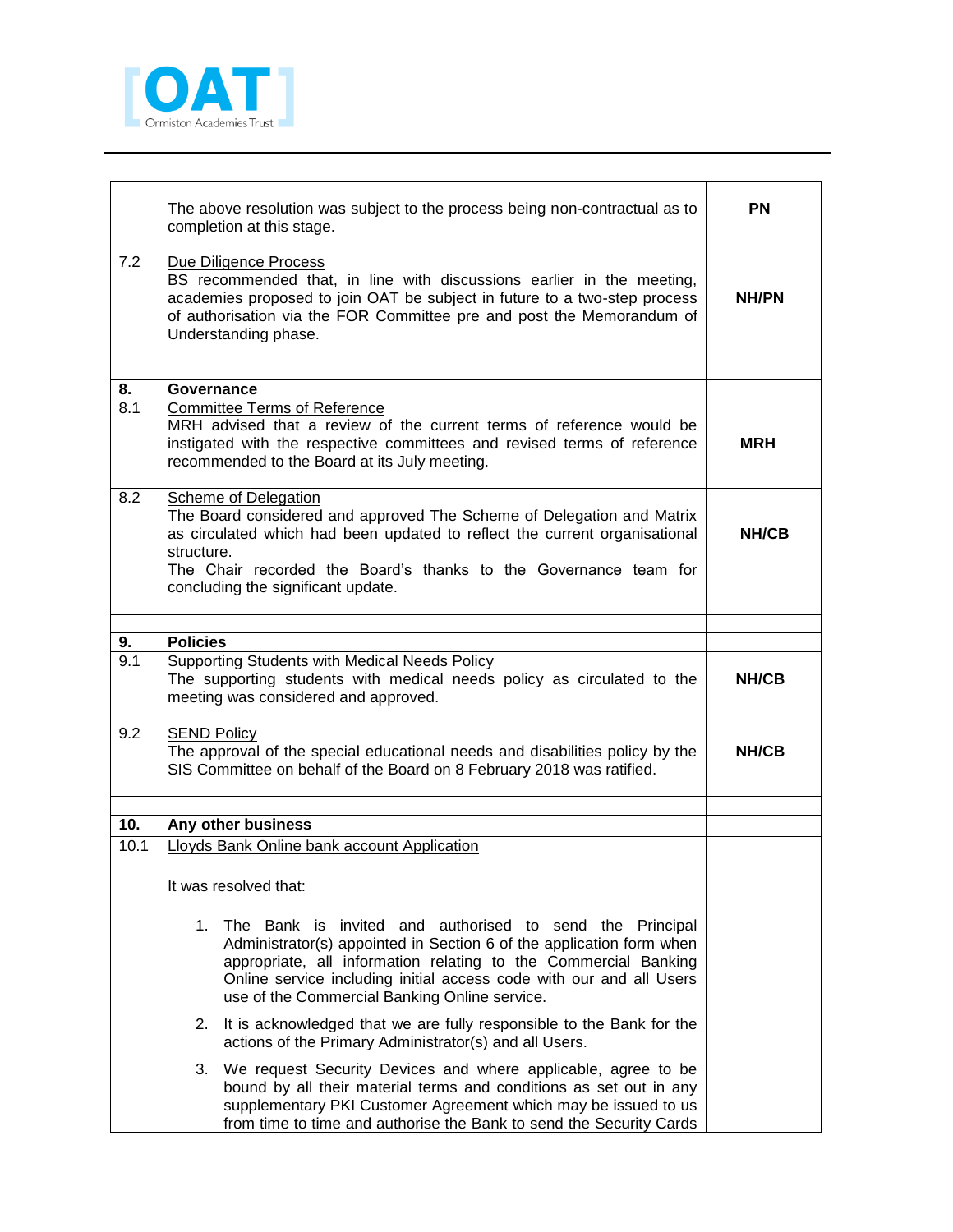| | | |
|---|---|---|
| | The above resolution was subject to the process being non-contractual as to completion at this stage. | **PN** |
| 7.2 | Due Diligence Process<br>BS recommended that, in line with discussions earlier in the meeting, academies proposed to join OAT be subject in future to a two-step process of authorisation via the FOR Committee pre and post the Memorandum of Understanding phase. | **NH/PN** |
| | | |
| **8.** | **Governance** | |
| 8.1 | Committee Terms of Reference<br>MRH advised that a review of the current terms of reference would be instigated with the respective committees and revised terms of reference recommended to the Board at its July meeting. | **MRH** |
| 8.2 | Scheme of Delegation<br>The Board considered and approved The Scheme of Delegation and Matrix as circulated which had been updated to reflect the current organisational structure.<br>The Chair recorded the Board's thanks to the Governance team for concluding the significant update. | **NH/CB** |
| | | |
| **9.** | **Policies** | |
| 9.1 | Supporting Students with Medical Needs Policy<br>The supporting students with medical needs policy as circulated to the meeting was considered and approved. | **NH/CB** |
| 9.2 | SEND Policy<br>The approval of the special educational needs and disabilities policy by the SIS Committee on behalf of the Board on 8 February 2018 was ratified. | **NH/CB** |
| | | |
| **10.** | **Any other business** | |
| 10.1 | Lloyds Bank Online bank account Application<br><br>It was resolved that:<br><br>1. The Bank is invited and authorised to send the Principal Administrator(s) appointed in Section 6 of the application form when appropriate, all information relating to the Commercial Banking Online service including initial access code with our and all Users use of the Commercial Banking Online service.<br>2. It is acknowledged that we are fully responsible to the Bank for the actions of the Primary Administrator(s) and all Users.<br>3. We request Security Devices and where applicable, agree to be bound by all their material terms and conditions as set out in any supplementary PKI Customer Agreement which may be issued to us from time to time and authorise the Bank to send the Security Cards | |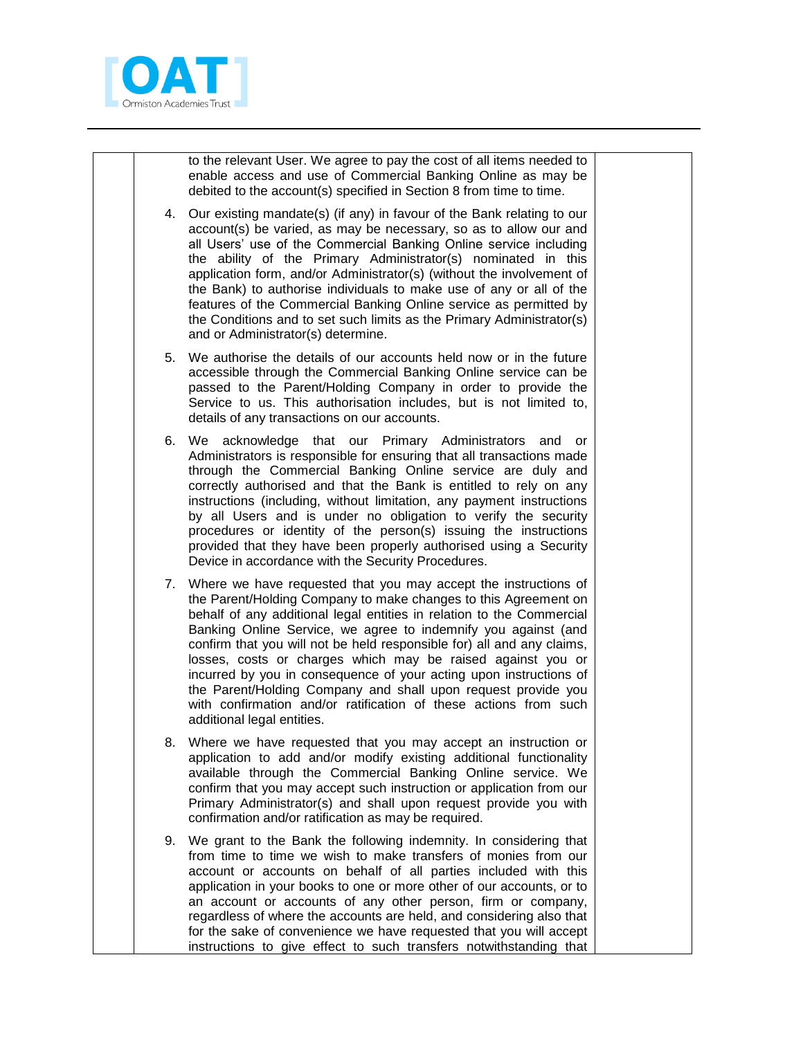to the relevant User. We agree to pay the cost of all items needed to enable access and use of Commercial Banking Online as may be debited to the account(s) specified in Section 8 from time to time.

4. Our existing mandate(s) (if any) in favour of the Bank relating to our account(s) be varied, as may be necessary, so as to allow our and all Users' use of the Commercial Banking Online service including the ability of the Primary Administrator(s) nominated in this application form, and/or Administrator(s) (without the involvement of the Bank) to authorise individuals to make use of any or all of the features of the Commercial Banking Online service as permitted by the Conditions and to set such limits as the Primary Administrator(s) and or Administrator(s) determine.

5. We authorise the details of our accounts held now or in the future accessible through the Commercial Banking Online service can be passed to the Parent/Holding Company in order to provide the Service to us. This authorisation includes, but is not limited to, details of any transactions on our accounts.

6. We acknowledge that our Primary Administrators and or Administrators is responsible for ensuring that all transactions made through the Commercial Banking Online service are duly and correctly authorised and that the Bank is entitled to rely on any instructions (including, without limitation, any payment instructions by all Users and is under no obligation to verify the security procedures or identity of the person(s) issuing the instructions provided that they have been properly authorised using a Security Device in accordance with the Security Procedures.

7. Where we have requested that you may accept the instructions of the Parent/Holding Company to make changes to this Agreement on behalf of any additional legal entities in relation to the Commercial Banking Online Service, we agree to indemnify you against (and confirm that you will not be held responsible for) all and any claims, losses, costs or charges which may be raised against you or incurred by you in consequence of your acting upon instructions of the Parent/Holding Company and shall upon request provide you with confirmation and/or ratification of these actions from such additional legal entities.

8. Where we have requested that you may accept an instruction or application to add and/or modify existing additional functionality available through the Commercial Banking Online service. We confirm that you may accept such instruction or application from our Primary Administrator(s) and shall upon request provide you with confirmation and/or ratification as may be required.

9. We grant to the Bank the following indemnity. In considering that from time to time we wish to make transfers of monies from our account or accounts on behalf of all parties included with this application in your books to one or more other of our accounts, or to an account or accounts of any other person, firm or company, regardless of where the accounts are held, and considering also that for the sake of convenience we have requested that you will accept instructions to give effect to such transfers notwithstanding that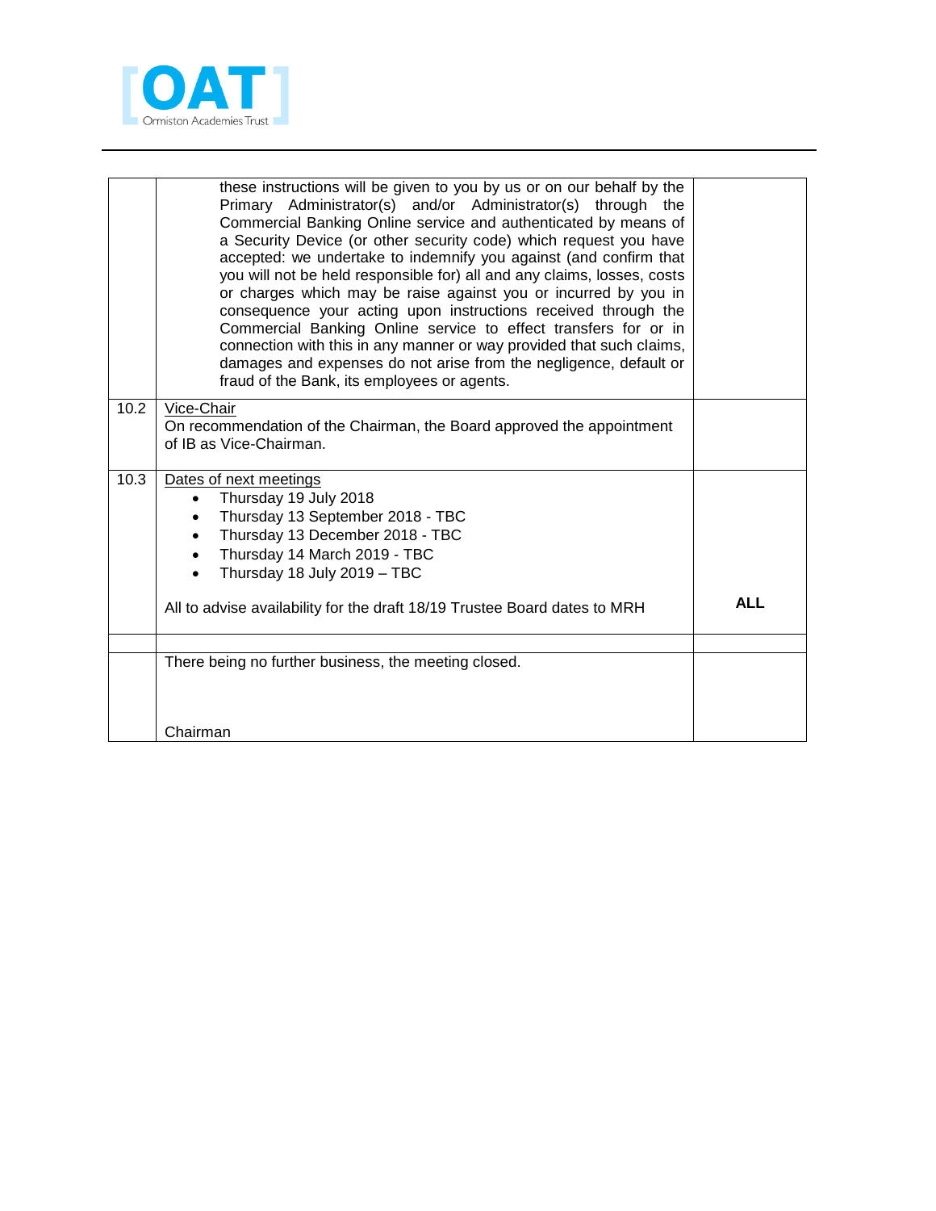| | | |
|---|---|---|
| | these instructions will be given to you by us or on our behalf by the Primary Administrator(s) and/or Administrator(s) through the Commercial Banking Online service and authenticated by means of a Security Device (or other security code) which request you have accepted: we undertake to indemnify you against (and confirm that you will not be held responsible for) all and any claims, losses, costs or charges which may be raise against you or incurred by you in consequence your acting upon instructions received through the Commercial Banking Online service to effect transfers for or in connection with this in any manner or way provided that such claims, damages and expenses do not arise from the negligence, default or fraud of the Bank, its employees or agents. | |
| 10.2 | <u>Vice-Chair</u><br>On recommendation of the Chairman, the Board approved the appointment of IB as Vice-Chairman. | |
| 10.3 | <u>Dates of next meetings</u><br>• Thursday 19 July 2018<br>• Thursday 13 September 2018 - TBC<br>• Thursday 13 December 2018 - TBC<br>• Thursday 14 March 2019 - TBC<br>• Thursday 18 July 2019 – TBC<br><br>All to advise availability for the draft 18/19 Trustee Board dates to MRH | **ALL** |
| | | |
| | There being no further business, the meeting closed.<br><br><br>Chairman | |